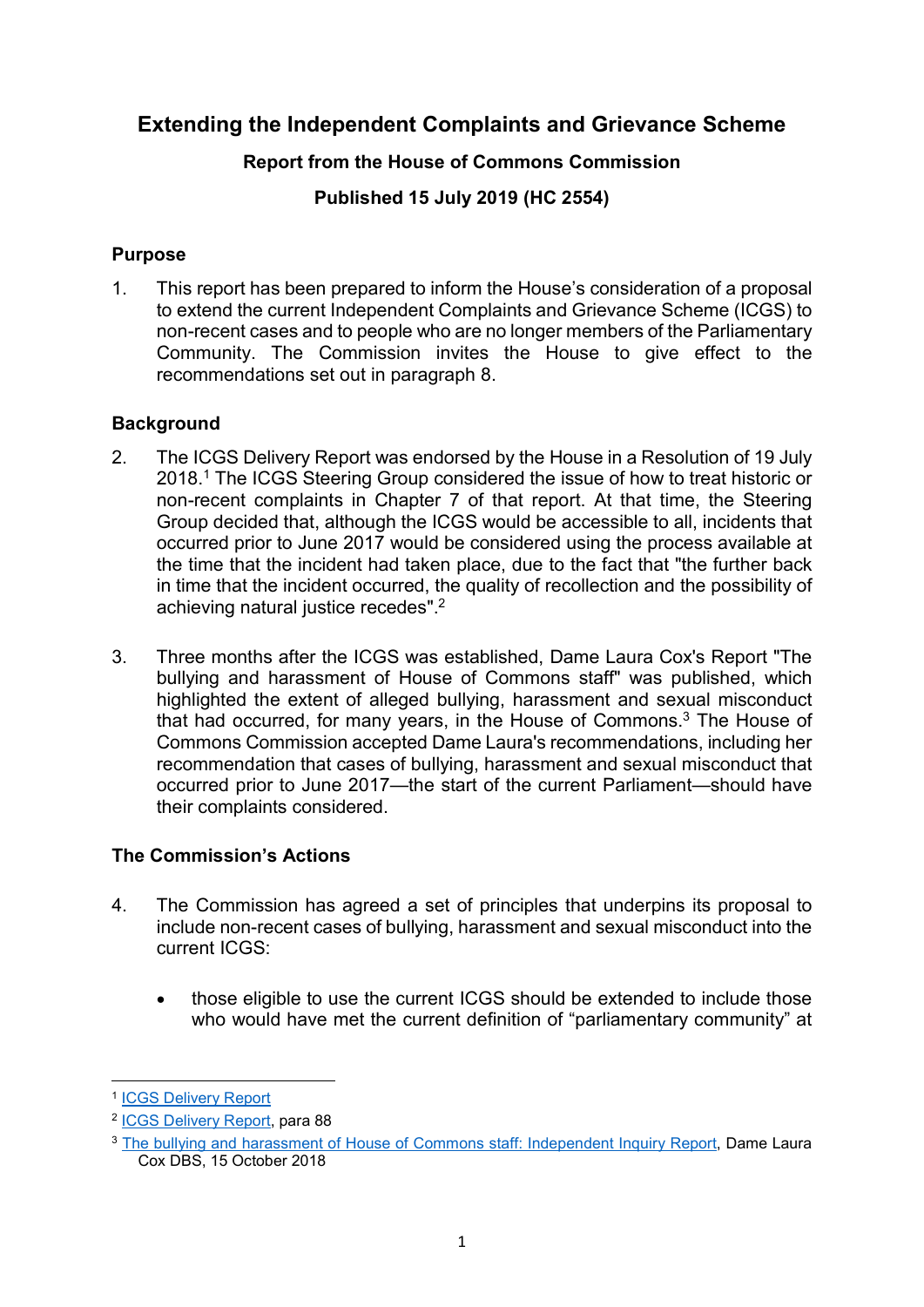# Extending the Independent Complaints and Grievance Scheme

## Report from the House of Commons Commission

## Published 15 July 2019 (HC 2554)

### Purpose

1. This report has been prepared to inform the House's consideration of a proposal to extend the current Independent Complaints and Grievance Scheme (ICGS) to non-recent cases and to people who are no longer members of the Parliamentary Community. The Commission invites the House to give effect to the recommendations set out in paragraph 8.

### Background

2. The ICGS Delivery Report was endorsed by the House in a Resolution of 19 July 2018.[1] The ICGS Steering Group considered the issue of how to treat historic or non-recent complaints in Chapter 7 of that report. At that time, the Steering Group decided that, although the ICGS would be accessible to all, incidents that occurred prior to June 2017 would be considered using the process available at the time that the incident had taken place, due to the fact that "the further back in time that the incident occurred, the quality of recollection and the possibility of achieving natural justice recedes".[2]

3. Three months after the ICGS was established, Dame Laura Cox's Report "The bullying and harassment of House of Commons staff" was published, which highlighted the extent of alleged bullying, harassment and sexual misconduct that had occurred, for many years, in the House of Commons.[3] The House of Commons Commission accepted Dame Laura's recommendations, including her recommendation that cases of bullying, harassment and sexual misconduct that occurred prior to June 2017—the start of the current Parliament—should have their complaints considered.

### The Commission's Actions

4. The Commission has agreed a set of principles that underpins its proposal to include non-recent cases of bullying, harassment and sexual misconduct into the current ICGS:

   - those eligible to use the current ICGS should be extended to include those who would have met the current definition of "parliamentary community" at

---

[1] ICGS Delivery Report

[2] ICGS Delivery Report, para 88

[3] The bullying and harassment of House of Commons staff: Independent Inquiry Report, Dame Laura Cox DBS, 15 October 2018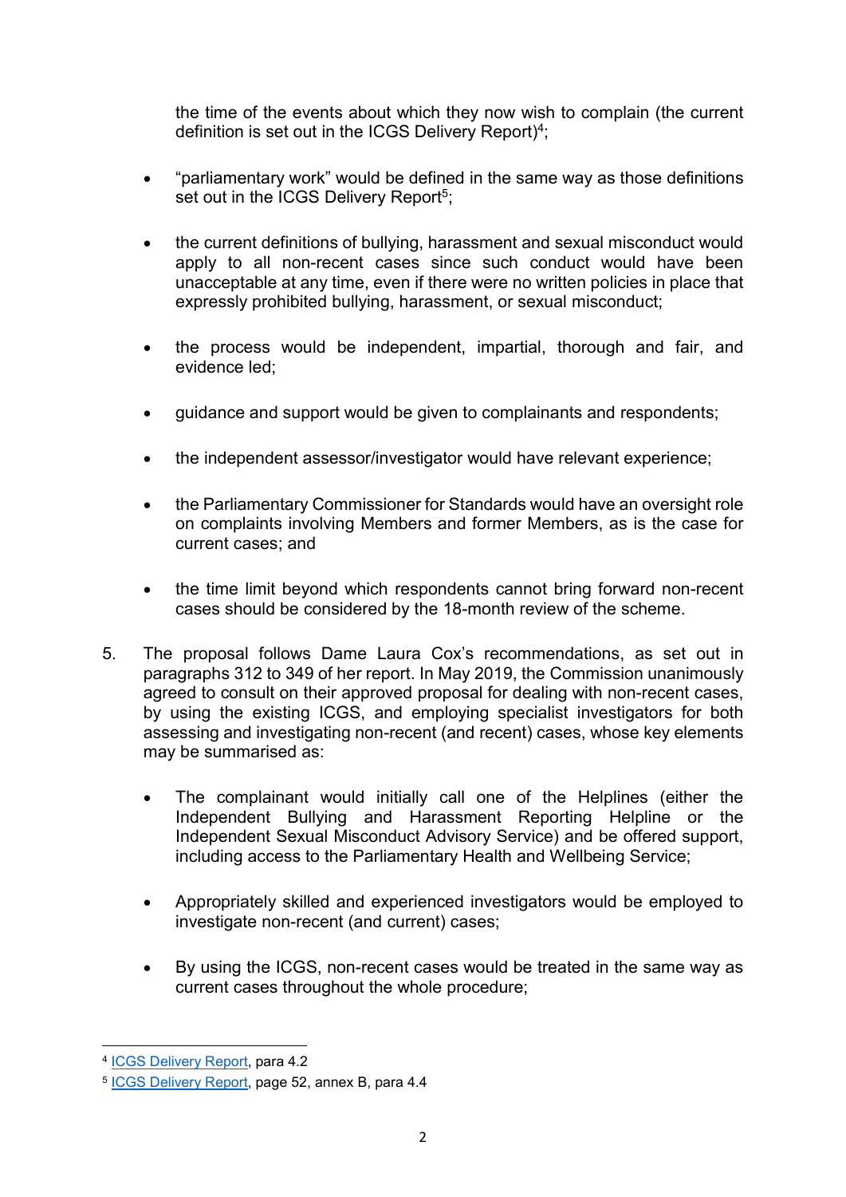the time of the events about which they now wish to complain (the current definition is set out in the ICGS Delivery Report)[4];

- "parliamentary work" would be defined in the same way as those definitions set out in the ICGS Delivery Report[5];
- the current definitions of bullying, harassment and sexual misconduct would apply to all non-recent cases since such conduct would have been unacceptable at any time, even if there were no written policies in place that expressly prohibited bullying, harassment, or sexual misconduct;
- the process would be independent, impartial, thorough and fair, and evidence led;
- guidance and support would be given to complainants and respondents;
- the independent assessor/investigator would have relevant experience;
- the Parliamentary Commissioner for Standards would have an oversight role on complaints involving Members and former Members, as is the case for current cases; and
- the time limit beyond which respondents cannot bring forward non-recent cases should be considered by the 18-month review of the scheme.

5. The proposal follows Dame Laura Cox's recommendations, as set out in paragraphs 312 to 349 of her report. In May 2019, the Commission unanimously agreed to consult on their approved proposal for dealing with non-recent cases, by using the existing ICGS, and employing specialist investigators for both assessing and investigating non-recent (and recent) cases, whose key elements may be summarised as:

   - The complainant would initially call one of the Helplines (either the Independent Bullying and Harassment Reporting Helpline or the Independent Sexual Misconduct Advisory Service) and be offered support, including access to the Parliamentary Health and Wellbeing Service;
   - Appropriately skilled and experienced investigators would be employed to investigate non-recent (and current) cases;
   - By using the ICGS, non-recent cases would be treated in the same way as current cases throughout the whole procedure;

---

[4] ICGS Delivery Report, para 4.2

[5] ICGS Delivery Report, page 52, annex B, para 4.4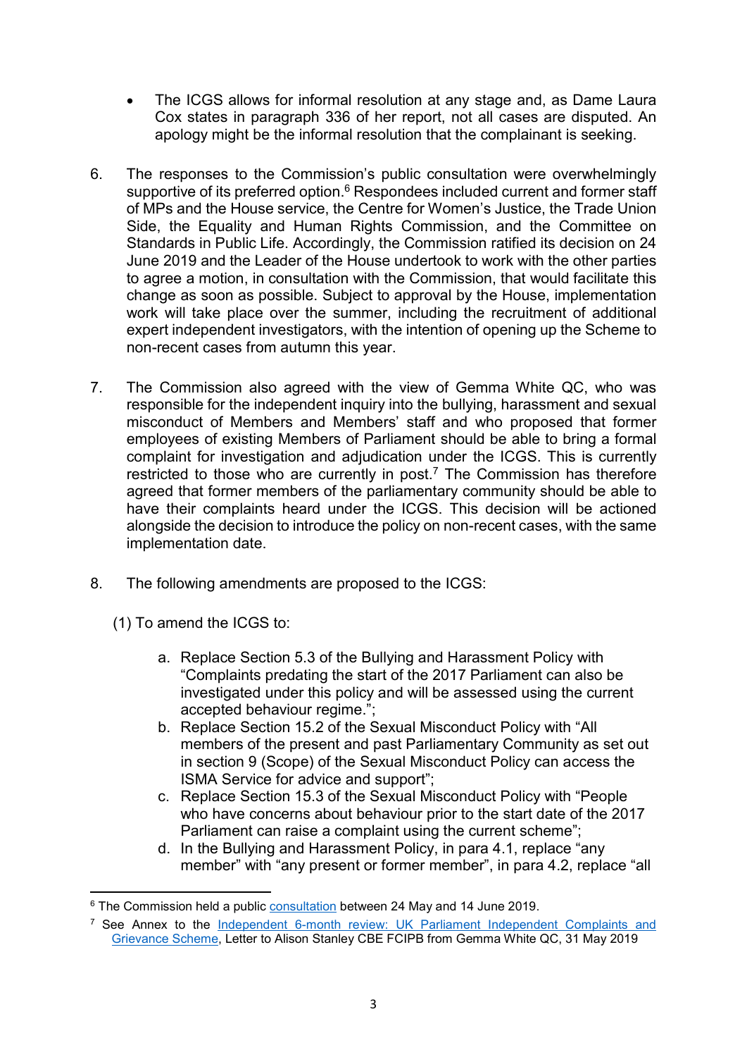- The ICGS allows for informal resolution at any stage and, as Dame Laura Cox states in paragraph 336 of her report, not all cases are disputed. An apology might be the informal resolution that the complainant is seeking.

6. The responses to the Commission's public consultation were overwhelmingly supportive of its preferred option.[6] Respondees included current and former staff of MPs and the House service, the Centre for Women's Justice, the Trade Union Side, the Equality and Human Rights Commission, and the Committee on Standards in Public Life. Accordingly, the Commission ratified its decision on 24 June 2019 and the Leader of the House undertook to work with the other parties to agree a motion, in consultation with the Commission, that would facilitate this change as soon as possible. Subject to approval by the House, implementation work will take place over the summer, including the recruitment of additional expert independent investigators, with the intention of opening up the Scheme to non-recent cases from autumn this year.

7. The Commission also agreed with the view of Gemma White QC, who was responsible for the independent inquiry into the bullying, harassment and sexual misconduct of Members and Members' staff and who proposed that former employees of existing Members of Parliament should be able to bring a formal complaint for investigation and adjudication under the ICGS. This is currently restricted to those who are currently in post.[7] The Commission has therefore agreed that former members of the parliamentary community should be able to have their complaints heard under the ICGS. This decision will be actioned alongside the decision to introduce the policy on non-recent cases, with the same implementation date.

8. The following amendments are proposed to the ICGS:

   (1) To amend the ICGS to:

   a. Replace Section 5.3 of the Bullying and Harassment Policy with "Complaints predating the start of the 2017 Parliament can also be investigated under this policy and will be assessed using the current accepted behaviour regime.";
   b. Replace Section 15.2 of the Sexual Misconduct Policy with "All members of the present and past Parliamentary Community as set out in section 9 (Scope) of the Sexual Misconduct Policy can access the ISMA Service for advice and support";
   c. Replace Section 15.3 of the Sexual Misconduct Policy with "People who have concerns about behaviour prior to the start date of the 2017 Parliament can raise a complaint using the current scheme";
   d. In the Bullying and Harassment Policy, in para 4.1, replace "any member" with "any present or former member", in para 4.2, replace "all

---

[6] The Commission held a public consultation between 24 May and 14 June 2019.

[7] See Annex to the Independent 6-month review: UK Parliament Independent Complaints and Grievance Scheme, Letter to Alison Stanley CBE FCIPB from Gemma White QC, 31 May 2019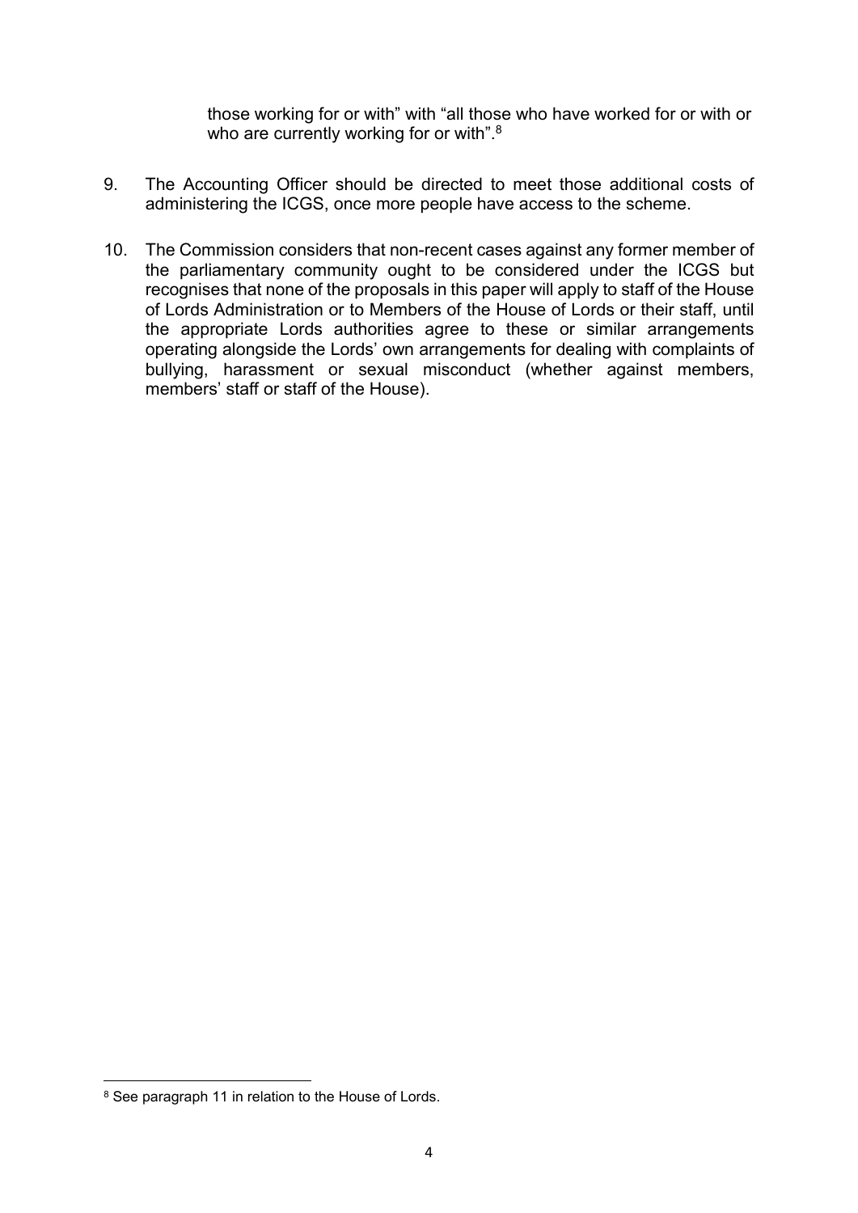those working for or with" with "all those who have worked for or with or who are currently working for or with".[8]

9. The Accounting Officer should be directed to meet those additional costs of administering the ICGS, once more people have access to the scheme.

10. The Commission considers that non-recent cases against any former member of the parliamentary community ought to be considered under the ICGS but recognises that none of the proposals in this paper will apply to staff of the House of Lords Administration or to Members of the House of Lords or their staff, until the appropriate Lords authorities agree to these or similar arrangements operating alongside the Lords' own arrangements for dealing with complaints of bullying, harassment or sexual misconduct (whether against members, members' staff or staff of the House).

---

[8] See paragraph 11 in relation to the House of Lords.